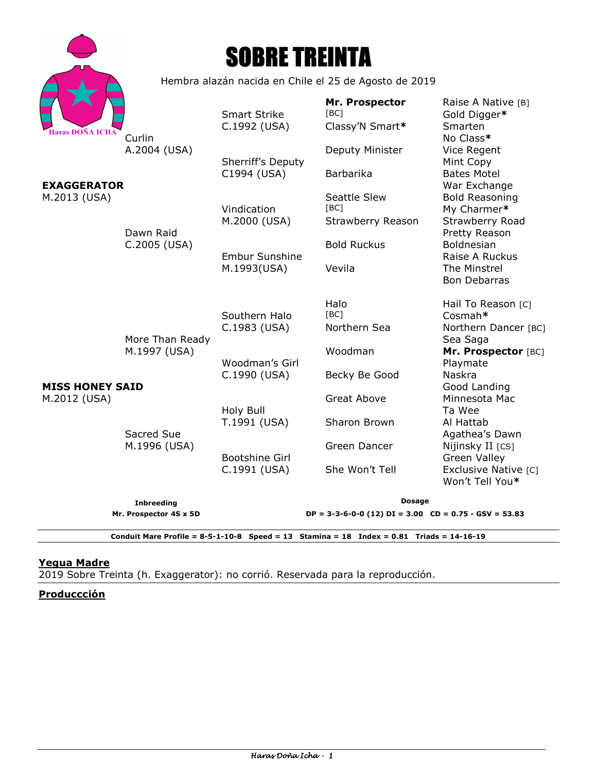# SOBRE TREINTA

Hembra alazán nacida en Chile el 25 de Agosto de 2019

Haras DOÑA ICHA

| Padres | Abuelos | Bisabuelos | 4ª generación | 5ª generación |
|---|---|---|---|---|
| **EXAGGERATOR** M.2013 (USA) | Curlin A.2004 (USA) | Smart Strike C.1992 (USA) | **Mr. Prospector** [BC] | Raise A Native [B] |
| | | | | Gold Digger* |
| | | | Classy'N Smart* | Smarten |
| | | | | No Class* |
| | | Sherriff's Deputy C1994 (USA) | Deputy Minister | Vice Regent |
| | | | | Mint Copy |
| | | | Barbarika | Bates Motel |
| | | | | War Exchange |
| | Dawn Raid C.2005 (USA) | Vindication M.2000 (USA) | Seattle Slew [BC] | Bold Reasoning |
| | | | | My Charmer* |
| | | | Strawberry Reason | Strawberry Road |
| | | | | Pretty Reason |
| | | Embur Sunshine M.1993(USA) | Bold Ruckus | Boldnesian |
| | | | | Raise A Ruckus |
| | | | Vevila | The Minstrel |
| | | | | Bon Debarras |
| **MISS HONEY SAID** M.2012 (USA) | More Than Ready M.1997 (USA) | Southern Halo C.1983 (USA) | Halo [BC] | Hail To Reason [C] |
| | | | | Cosmah* |
| | | | Northern Sea | Northern Dancer [BC] |
| | | | | Sea Saga |
| | | Woodman's Girl C.1990 (USA) | Woodman | **Mr. Prospector** [BC] |
| | | | | Playmate |
| | | | Becky Be Good | Naskra |
| | | | | Good Landing |
| | Sacred Sue M.1996 (USA) | Holy Bull T.1991 (USA) | Great Above | Minnesota Mac |
| | | | | Ta Wee |
| | | | Sharon Brown | Al Hattab |
| | | | | Agathea's Dawn |
| | | Bootshine Girl C.1991 (USA) | Green Dancer | Nijinsky II [CS] |
| | | | | Green Valley |
| | | | She Won't Tell | Exclusive Native [C] |
| | | | | Won't Tell You* |

**Inbreeding**
**Mr. Prospector 4S x 5D**

**Dosage**
**DP = 3-3-6-0-0 (12) DI = 3.00 CD = 0.75 - GSV = 53.83**

**Conduit Mare Profile = 8-5-1-10-8 Speed = 13 Stamina = 18 Index = 0.81 Triads = 14-16-19**

## Yegua Madre

2019 Sobre Treinta (h. Exaggerator): no corrió. Reservada para la reproducción.

## Produccción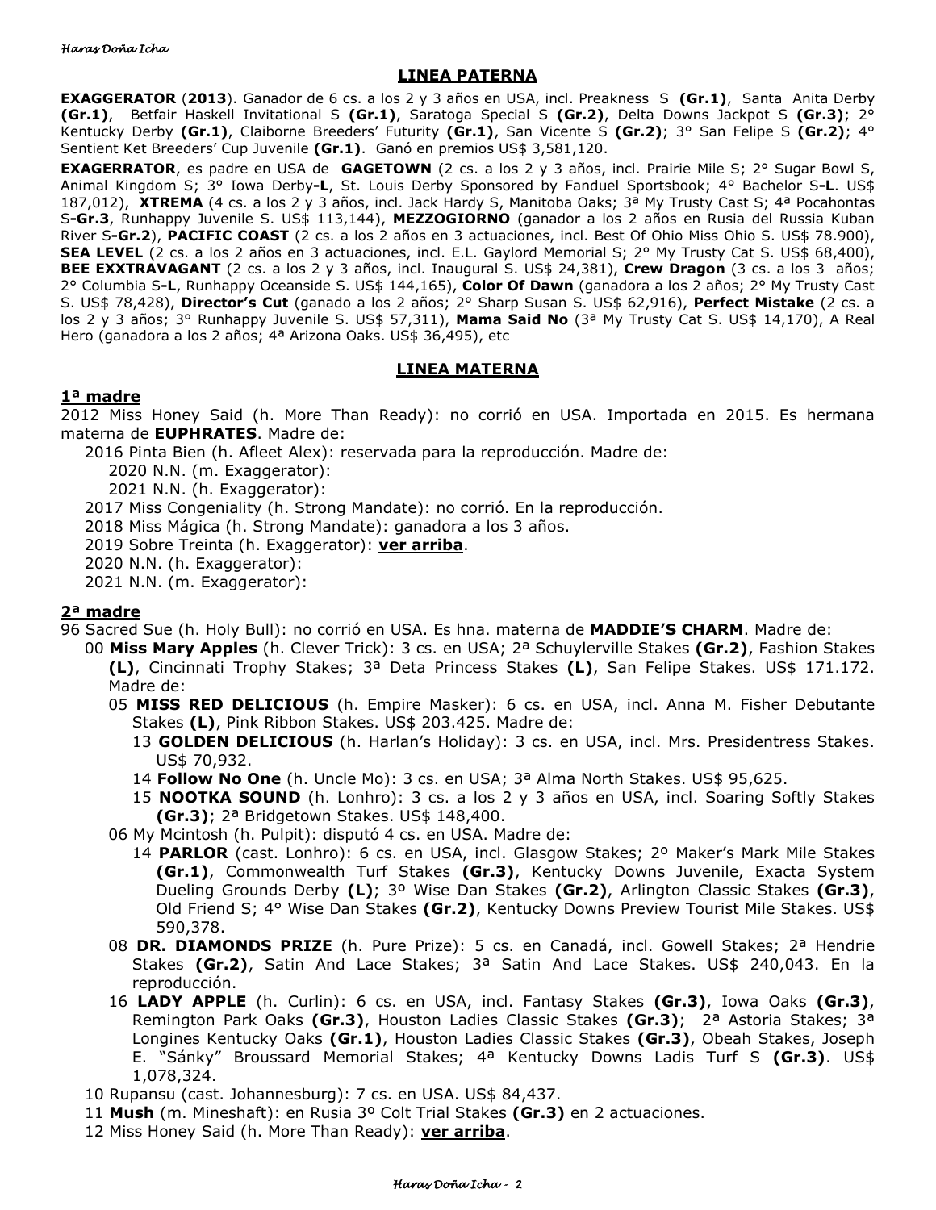## LINEA PATERNA

**EXAGGERATOR** (**2013**). Ganador de 6 cs. a los 2 y 3 años en USA, incl. Preakness S **(Gr.1)**, Santa Anita Derby **(Gr.1)**, Betfair Haskell Invitational S **(Gr.1)**, Saratoga Special S **(Gr.2)**, Delta Downs Jackpot S **(Gr.3)**; 2° Kentucky Derby **(Gr.1)**, Claiborne Breeders' Futurity **(Gr.1)**, San Vicente S **(Gr.2)**; 3° San Felipe S **(Gr.2)**; 4° Sentient Ket Breeders' Cup Juvenile **(Gr.1)**. Ganó en premios US$ 3,581,120.

**EXAGERRATOR**, es padre en USA de **GAGETOWN** (2 cs. a los 2 y 3 años, incl. Prairie Mile S; 2° Sugar Bowl S, Animal Kingdom S; 3° Iowa Derby**-L**, St. Louis Derby Sponsored by Fanduel Sportsbook; 4° Bachelor S**-L**. US$ 187,012), **XTREMA** (4 cs. a los 2 y 3 años, incl. Jack Hardy S, Manitoba Oaks; 3ª My Trusty Cast S; 4ª Pocahontas S**-Gr.3**, Runhappy Juvenile S. US$ 113,144), **MEZZOGIORNO** (ganador a los 2 años en Rusia del Russia Kuban River S**-Gr.2**), **PACIFIC COAST** (2 cs. a los 2 años en 3 actuaciones, incl. Best Of Ohio Miss Ohio S. US$ 78.900), **SEA LEVEL** (2 cs. a los 2 años en 3 actuaciones, incl. E.L. Gaylord Memorial S; 2° My Trusty Cat S. US$ 68,400), **BEE EXXTRAVAGANT** (2 cs. a los 2 y 3 años, incl. Inaugural S. US$ 24,381), **Crew Dragon** (3 cs. a los 3 años; 2° Columbia S**-L**, Runhappy Oceanside S. US$ 144,165), **Color Of Dawn** (ganadora a los 2 años; 2° My Trusty Cast S. US$ 78,428), **Director's Cut** (ganado a los 2 años; 2° Sharp Susan S. US$ 62,916), **Perfect Mistake** (2 cs. a los 2 y 3 años; 3° Runhappy Juvenile S. US$ 57,311), **Mama Said No** (3ª My Trusty Cat S. US$ 14,170), A Real Hero (ganadora a los 2 años; 4ª Arizona Oaks. US$ 36,495), etc

## LINEA MATERNA

### 1ª madre

2012 Miss Honey Said (h. More Than Ready): no corrió en USA. Importada en 2015. Es hermana materna de **EUPHRATES**. Madre de:

- 2016 Pinta Bien (h. Afleet Alex): reservada para la reproducción. Madre de:
  - 2020 N.N. (m. Exaggerator):
  - 2021 N.N. (h. Exaggerator):
- 2017 Miss Congeniality (h. Strong Mandate): no corrió. En la reproducción.
- 2018 Miss Mágica (h. Strong Mandate): ganadora a los 3 años.
- 2019 Sobre Treinta (h. Exaggerator): **ver arriba**.
- 2020 N.N. (h. Exaggerator):
- 2021 N.N. (m. Exaggerator):

### 2ª madre

96 Sacred Sue (h. Holy Bull): no corrió en USA. Es hna. materna de **MADDIE'S CHARM**. Madre de:

- 00 **Miss Mary Apples** (h. Clever Trick): 3 cs. en USA; 2ª Schuylerville Stakes **(Gr.2)**, Fashion Stakes **(L)**, Cincinnati Trophy Stakes; 3ª Deta Princess Stakes **(L)**, San Felipe Stakes. US$ 171.172. Madre de:
  - 05 **MISS RED DELICIOUS** (h. Empire Masker): 6 cs. en USA, incl. Anna M. Fisher Debutante Stakes **(L)**, Pink Ribbon Stakes. US$ 203.425. Madre de:
    - 13 **GOLDEN DELICIOUS** (h. Harlan's Holiday): 3 cs. en USA, incl. Mrs. Presidentress Stakes. US$ 70,932.
    - 14 **Follow No One** (h. Uncle Mo): 3 cs. en USA; 3ª Alma North Stakes. US$ 95,625.
    - 15 **NOOTKA SOUND** (h. Lonhro): 3 cs. a los 2 y 3 años en USA, incl. Soaring Softly Stakes **(Gr.3)**; 2ª Bridgetown Stakes. US$ 148,400.
  - 06 My Mcintosh (h. Pulpit): disputó 4 cs. en USA. Madre de:
    - 14 **PARLOR** (cast. Lonhro): 6 cs. en USA, incl. Glasgow Stakes; 2º Maker's Mark Mile Stakes **(Gr.1)**, Commonwealth Turf Stakes **(Gr.3)**, Kentucky Downs Juvenile, Exacta System Dueling Grounds Derby **(L)**; 3º Wise Dan Stakes **(Gr.2)**, Arlington Classic Stakes **(Gr.3)**, Old Friend S; 4° Wise Dan Stakes **(Gr.2)**, Kentucky Downs Preview Tourist Mile Stakes. US$ 590,378.
  - 08 **DR. DIAMONDS PRIZE** (h. Pure Prize): 5 cs. en Canadá, incl. Gowell Stakes; 2ª Hendrie Stakes **(Gr.2)**, Satin And Lace Stakes; 3ª Satin And Lace Stakes. US$ 240,043. En la reproducción.
  - 16 **LADY APPLE** (h. Curlin): 6 cs. en USA, incl. Fantasy Stakes **(Gr.3)**, Iowa Oaks **(Gr.3)**, Remington Park Oaks **(Gr.3)**, Houston Ladies Classic Stakes **(Gr.3)**; 2ª Astoria Stakes; 3ª Longines Kentucky Oaks **(Gr.1)**, Houston Ladies Classic Stakes **(Gr.3)**, Obeah Stakes, Joseph E. "Sánky" Broussard Memorial Stakes; 4ª Kentucky Downs Ladis Turf S **(Gr.3)**. US$ 1,078,324.
- 10 Rupansu (cast. Johannesburg): 7 cs. en USA. US$ 84,437.
- 11 **Mush** (m. Mineshaft): en Rusia 3º Colt Trial Stakes **(Gr.3)** en 2 actuaciones.
- 12 Miss Honey Said (h. More Than Ready): **ver arriba**.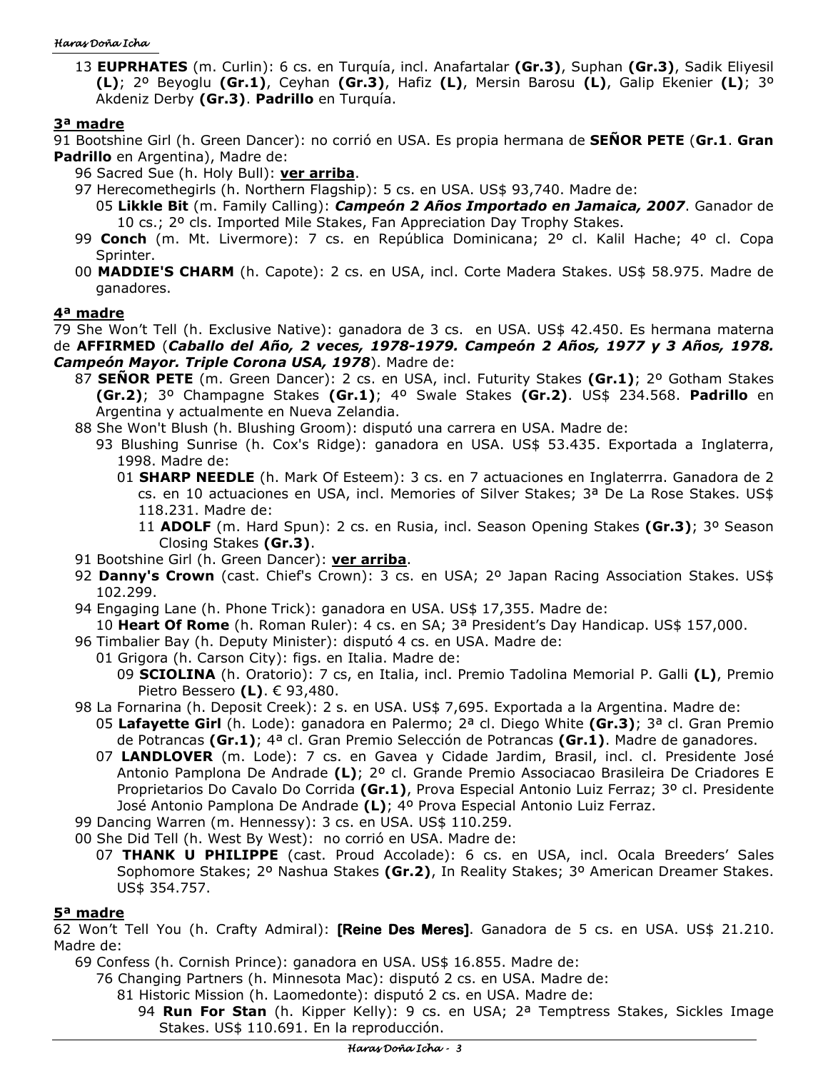13 **EUPHRATES** (m. Curlin): 6 cs. en Turquía, incl. Anafartalar **(Gr.3)**, Suphan **(Gr.3)**, Sadik Eliyesil **(L)**; 2º Beyoglu **(Gr.1)**, Ceyhan **(Gr.3)**, Hafiz **(L)**, Mersin Barosu **(L)**, Galip Ekenier **(L)**; 3º Akdeniz Derby **(Gr.3)**. **Padrillo** en Turquía.

## 3ª madre

91 Bootshine Girl (h. Green Dancer): no corrió en USA. Es propia hermana de **SEÑOR PETE** (**Gr.1**. **Gran Padrillo** en Argentina), Madre de:

- 96 Sacred Sue (h. Holy Bull): **ver arriba**.
- 97 Herecomethegirls (h. Northern Flagship): 5 cs. en USA. US$ 93,740. Madre de:
  - 05 **Likkle Bit** (m. Family Calling): ***Campeón 2 Años Importado en Jamaica, 2007***. Ganador de 10 cs.; 2º cls. Imported Mile Stakes, Fan Appreciation Day Trophy Stakes.
- 99 **Conch** (m. Mt. Livermore): 7 cs. en República Dominicana; 2º cl. Kalil Hache; 4º cl. Copa Sprinter.
- 00 **MADDIE'S CHARM** (h. Capote): 2 cs. en USA, incl. Corte Madera Stakes. US$ 58.975. Madre de ganadores.

## 4ª madre

79 She Won't Tell (h. Exclusive Native): ganadora de 3 cs. en USA. US$ 42.450. Es hermana materna de **AFFIRMED** (***Caballo del Año, 2 veces, 1978-1979. Campeón 2 Años, 1977 y 3 Años, 1978. Campeón Mayor. Triple Corona USA, 1978***). Madre de:

- 87 **SEÑOR PETE** (m. Green Dancer): 2 cs. en USA, incl. Futurity Stakes **(Gr.1)**; 2º Gotham Stakes **(Gr.2)**; 3º Champagne Stakes **(Gr.1)**; 4º Swale Stakes **(Gr.2)**. US$ 234.568. **Padrillo** en Argentina y actualmente en Nueva Zelandia.
- 88 She Won't Blush (h. Blushing Groom): disputó una carrera en USA. Madre de:
  - 93 Blushing Sunrise (h. Cox's Ridge): ganadora en USA. US$ 53.435. Exportada a Inglaterra, 1998. Madre de:
    - 01 **SHARP NEEDLE** (h. Mark Of Esteem): 3 cs. en 7 actuaciones en Inglaterrra. Ganadora de 2 cs. en 10 actuaciones en USA, incl. Memories of Silver Stakes; 3ª De La Rose Stakes. US$ 118.231. Madre de:
      - 11 **ADOLF** (m. Hard Spun): 2 cs. en Rusia, incl. Season Opening Stakes **(Gr.3)**; 3º Season Closing Stakes **(Gr.3)**.
- 91 Bootshine Girl (h. Green Dancer): **ver arriba**.
- 92 **Danny's Crown** (cast. Chief's Crown): 3 cs. en USA; 2º Japan Racing Association Stakes. US$ 102.299.
- 94 Engaging Lane (h. Phone Trick): ganadora en USA. US$ 17,355. Madre de:
  - 10 **Heart Of Rome** (h. Roman Ruler): 4 cs. en SA; 3ª President's Day Handicap. US$ 157,000.
- 96 Timbalier Bay (h. Deputy Minister): disputó 4 cs. en USA. Madre de:
  - 01 Grigora (h. Carson City): figs. en Italia. Madre de:
    - 09 **SCIOLINA** (h. Oratorio): 7 cs, en Italia, incl. Premio Tadolina Memorial P. Galli **(L)**, Premio Pietro Bessero **(L)**. € 93,480.
- 98 La Fornarina (h. Deposit Creek): 2 s. en USA. US$ 7,695. Exportada a la Argentina. Madre de:
  - 05 **Lafayette Girl** (h. Lode): ganadora en Palermo; 2ª cl. Diego White **(Gr.3)**; 3ª cl. Gran Premio de Potrancas **(Gr.1)**; 4ª cl. Gran Premio Selección de Potrancas **(Gr.1)**. Madre de ganadores.
  - 07 **LANDLOVER** (m. Lode): 7 cs. en Gavea y Cidade Jardim, Brasil, incl. cl. Presidente José Antonio Pamplona De Andrade **(L)**; 2º cl. Grande Premio Associacao Brasileira De Criadores E Proprietarios Do Cavalo Do Corrida **(Gr.1)**, Prova Especial Antonio Luiz Ferraz; 3º cl. Presidente José Antonio Pamplona De Andrade **(L)**; 4º Prova Especial Antonio Luiz Ferraz.
- 99 Dancing Warren (m. Hennessy): 3 cs. en USA. US$ 110.259.
- 00 She Did Tell (h. West By West): no corrió en USA. Madre de:
  - 07 **THANK U PHILIPPE** (cast. Proud Accolade): 6 cs. en USA, incl. Ocala Breeders' Sales Sophomore Stakes; 2º Nashua Stakes **(Gr.2)**, In Reality Stakes; 3º American Dreamer Stakes. US$ 354.757.

## 5ª madre

62 Won't Tell You (h. Crafty Admiral): **[Reine Des Meres]**. Ganadora de 5 cs. en USA. US$ 21.210. Madre de:

- 69 Confess (h. Cornish Prince): ganadora en USA. US$ 16.855. Madre de:
  - 76 Changing Partners (h. Minnesota Mac): disputó 2 cs. en USA. Madre de:
    - 81 Historic Mission (h. Laomedonte): disputó 2 cs. en USA. Madre de:
      - 94 **Run For Stan** (h. Kipper Kelly): 9 cs. en USA; 2ª Temptress Stakes, Sickles Image Stakes. US$ 110.691. En la reproducción.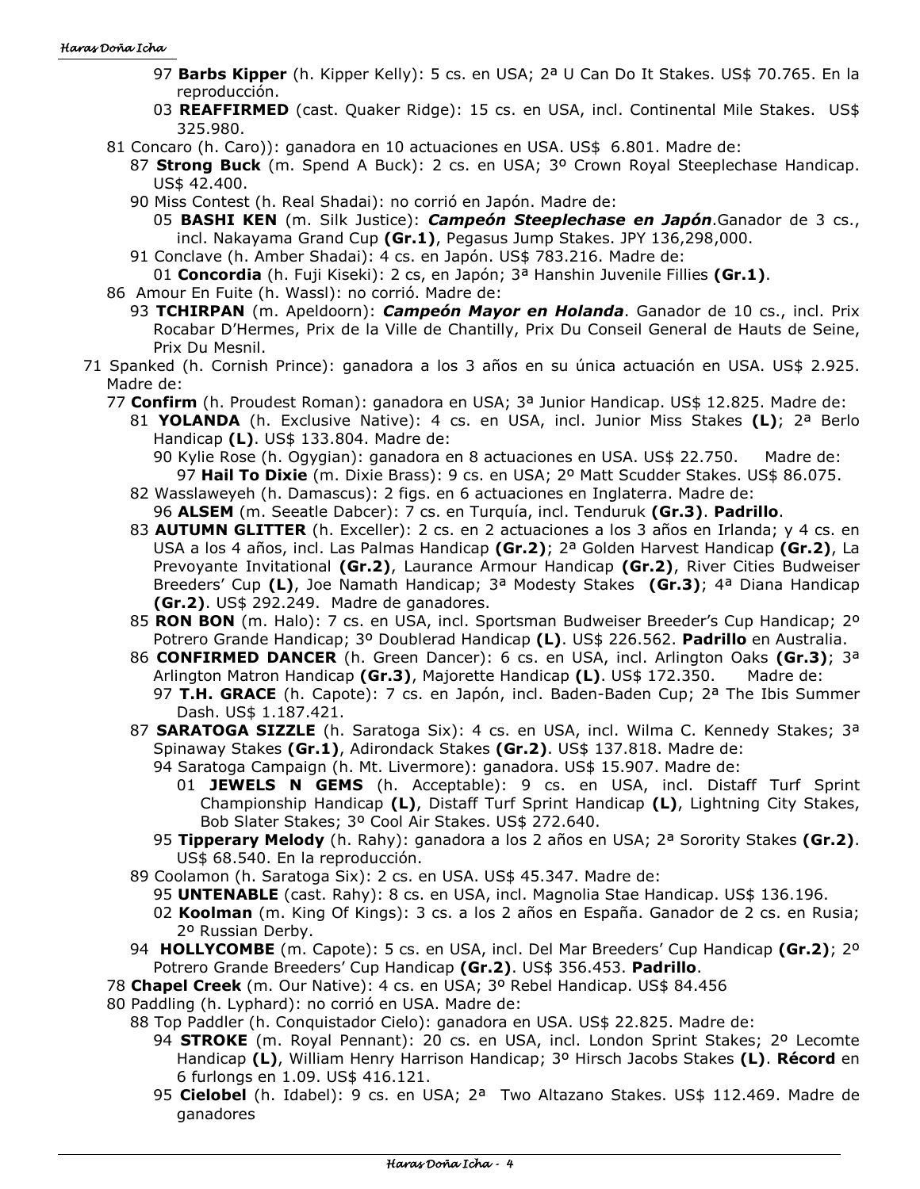97 **Barbs Kipper** (h. Kipper Kelly): 5 cs. en USA; 2ª U Can Do It Stakes. US$ 70.765. En la reproducción.

03 **REAFFIRMED** (cast. Quaker Ridge): 15 cs. en USA, incl. Continental Mile Stakes. US$ 325.980.

81 Concaro (h. Caro)): ganadora en 10 actuaciones en USA. US$ 6.801. Madre de:

87 **Strong Buck** (m. Spend A Buck): 2 cs. en USA; 3º Crown Royal Steeplechase Handicap. US$ 42.400.

90 Miss Contest (h. Real Shadai): no corrió en Japón. Madre de:

05 **BASHI KEN** (m. Silk Justice): ***Campeón Steeplechase en Japón***.Ganador de 3 cs., incl. Nakayama Grand Cup **(Gr.1)**, Pegasus Jump Stakes. JPY 136,298,000.

91 Conclave (h. Amber Shadai): 4 cs. en Japón. US$ 783.216. Madre de:

01 **Concordia** (h. Fuji Kiseki): 2 cs, en Japón; 3ª Hanshin Juvenile Fillies **(Gr.1)**.

86 Amour En Fuite (h. Wassl): no corrió. Madre de:

93 **TCHIRPAN** (m. Apeldoorn): ***Campeón Mayor en Holanda***. Ganador de 10 cs., incl. Prix Rocabar D'Hermes, Prix de la Ville de Chantilly, Prix Du Conseil General de Hauts de Seine, Prix Du Mesnil.

71 Spanked (h. Cornish Prince): ganadora a los 3 años en su única actuación en USA. US$ 2.925. Madre de:

77 **Confirm** (h. Proudest Roman): ganadora en USA; 3ª Junior Handicap. US$ 12.825. Madre de:

81 **YOLANDA** (h. Exclusive Native): 4 cs. en USA, incl. Junior Miss Stakes **(L)**; 2ª Berlo Handicap **(L)**. US$ 133.804. Madre de:

90 Kylie Rose (h. Ogygian): ganadora en 8 actuaciones en USA. US$ 22.750. Madre de:

97 **Hail To Dixie** (m. Dixie Brass): 9 cs. en USA; 2º Matt Scudder Stakes. US$ 86.075.

82 Wasslaweyeh (h. Damascus): 2 figs. en 6 actuaciones en Inglaterra. Madre de:

96 **ALSEM** (m. Seeatle Dabcer): 7 cs. en Turquía, incl. Tenduruk **(Gr.3)**. **Padrillo**.

83 **AUTUMN GLITTER** (h. Exceller): 2 cs. en 2 actuaciones a los 3 años en Irlanda; y 4 cs. en USA a los 4 años, incl. Las Palmas Handicap **(Gr.2)**; 2ª Golden Harvest Handicap **(Gr.2)**, La Prevoyante Invitational **(Gr.2)**, Laurance Armour Handicap **(Gr.2)**, River Cities Budweiser Breeders' Cup **(L)**, Joe Namath Handicap; 3ª Modesty Stakes **(Gr.3)**; 4ª Diana Handicap **(Gr.2)**. US$ 292.249. Madre de ganadores.

85 **RON BON** (m. Halo): 7 cs. en USA, incl. Sportsman Budweiser Breeder's Cup Handicap; 2º Potrero Grande Handicap; 3º Doublerad Handicap **(L)**. US$ 226.562. **Padrillo** en Australia.

86 **CONFIRMED DANCER** (h. Green Dancer): 6 cs. en USA, incl. Arlington Oaks **(Gr.3)**; 3ª Arlington Matron Handicap **(Gr.3)**, Majorette Handicap **(L)**. US$ 172.350. Madre de:

97 **T.H. GRACE** (h. Capote): 7 cs. en Japón, incl. Baden-Baden Cup; 2ª The Ibis Summer Dash. US$ 1.187.421.

87 **SARATOGA SIZZLE** (h. Saratoga Six): 4 cs. en USA, incl. Wilma C. Kennedy Stakes; 3ª Spinaway Stakes **(Gr.1)**, Adirondack Stakes **(Gr.2)**. US$ 137.818. Madre de:

94 Saratoga Campaign (h. Mt. Livermore): ganadora. US$ 15.907. Madre de:

01 **JEWELS N GEMS** (h. Acceptable): 9 cs. en USA, incl. Distaff Turf Sprint Championship Handicap **(L)**, Distaff Turf Sprint Handicap **(L)**, Lightning City Stakes, Bob Slater Stakes; 3º Cool Air Stakes. US$ 272.640.

95 **Tipperary Melody** (h. Rahy): ganadora a los 2 años en USA; 2ª Sorority Stakes **(Gr.2)**. US$ 68.540. En la reproducción.

89 Coolamon (h. Saratoga Six): 2 cs. en USA. US$ 45.347. Madre de:

95 **UNTENABLE** (cast. Rahy): 8 cs. en USA, incl. Magnolia Stae Handicap. US$ 136.196.

02 **Koolman** (m. King Of Kings): 3 cs. a los 2 años en España. Ganador de 2 cs. en Rusia; 2º Russian Derby.

94 **HOLLYCOMBE** (m. Capote): 5 cs. en USA, incl. Del Mar Breeders' Cup Handicap **(Gr.2)**; 2º Potrero Grande Breeders' Cup Handicap **(Gr.2)**. US$ 356.453. **Padrillo**.

78 **Chapel Creek** (m. Our Native): 4 cs. en USA; 3º Rebel Handicap. US$ 84.456

80 Paddling (h. Lyphard): no corrió en USA. Madre de:

88 Top Paddler (h. Conquistador Cielo): ganadora en USA. US$ 22.825. Madre de:

94 **STROKE** (m. Royal Pennant): 20 cs. en USA, incl. London Sprint Stakes; 2º Lecomte Handicap **(L)**, William Henry Harrison Handicap; 3º Hirsch Jacobs Stakes **(L)**. **Récord** en 6 furlongs en 1.09. US$ 416.121.

95 **Cielobel** (h. Idabel): 9 cs. en USA; 2ª Two Altazano Stakes. US$ 112.469. Madre de ganadores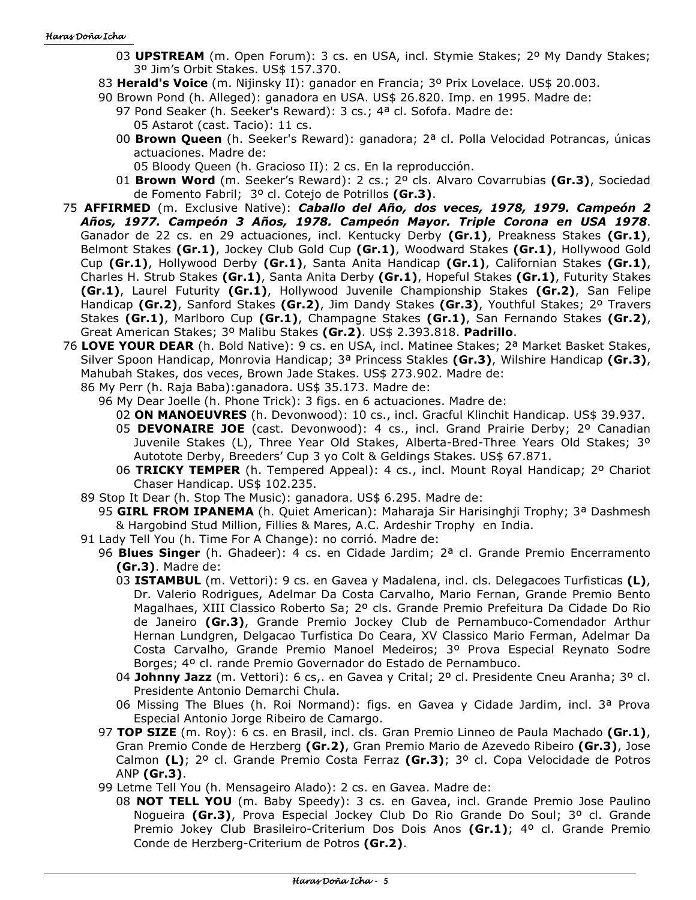03 **UPSTREAM** (m. Open Forum): 3 cs. en USA, incl. Stymie Stakes; 2º My Dandy Stakes; 3º Jim's Orbit Stakes. US$ 157.370.

83 **Herald's Voice** (m. Nijinsky II): ganador en Francia; 3º Prix Lovelace. US$ 20.003.

90 Brown Pond (h. Alleged): ganadora en USA. US$ 26.820. Imp. en 1995. Madre de:

97 Pond Seaker (h. Seeker's Reward): 3 cs.; 4ª cl. Sofofa. Madre de:

05 Astarot (cast. Tacio): 11 cs.

00 **Brown Queen** (h. Seeker's Reward): ganadora; 2ª cl. Polla Velocidad Potrancas, únicas actuaciones. Madre de:

05 Bloody Queen (h. Gracioso II): 2 cs. En la reproducción.

01 **Brown Word** (m. Seeker's Reward): 2 cs.; 2º cls. Alvaro Covarrubias **(Gr.3)**, Sociedad de Fomento Fabril; 3º cl. Cotejo de Potrillos **(Gr.3)**.

75 **AFFIRMED** (m. Exclusive Native): ***Caballo del Año, dos veces, 1978, 1979. Campeón 2 Años, 1977. Campeón 3 Años, 1978. Campeón Mayor. Triple Corona en USA 1978***. Ganador de 22 cs. en 29 actuaciones, incl. Kentucky Derby **(Gr.1)**, Preakness Stakes **(Gr.1)**, Belmont Stakes **(Gr.1)**, Jockey Club Gold Cup **(Gr.1)**, Woodward Stakes **(Gr.1)**, Hollywood Gold Cup **(Gr.1)**, Hollywood Derby **(Gr.1)**, Santa Anita Handicap **(Gr.1)**, Californian Stakes **(Gr.1)**, Charles H. Strub Stakes **(Gr.1)**, Santa Anita Derby **(Gr.1)**, Hopeful Stakes **(Gr.1)**, Futurity Stakes **(Gr.1)**, Laurel Futurity **(Gr.1)**, Hollywood Juvenile Championship Stakes **(Gr.2)**, San Felipe Handicap **(Gr.2)**, Sanford Stakes **(Gr.2)**, Jim Dandy Stakes **(Gr.3)**, Youthful Stakes; 2º Travers Stakes **(Gr.1)**, Marlboro Cup **(Gr.1)**, Champagne Stakes **(Gr.1)**, San Fernando Stakes **(Gr.2)**, Great American Stakes; 3º Malibu Stakes **(Gr.2)**. US$ 2.393.818. **Padrillo**.

76 **LOVE YOUR DEAR** (h. Bold Native): 9 cs. en USA, incl. Matinee Stakes; 2ª Market Basket Stakes, Silver Spoon Handicap, Monrovia Handicap; 3ª Princess Stakles **(Gr.3)**, Wilshire Handicap **(Gr.3)**, Mahubah Stakes, dos veces, Brown Jade Stakes. US$ 273.902. Madre de:

86 My Perr (h. Raja Baba):ganadora. US$ 35.173. Madre de:

96 My Dear Joelle (h. Phone Trick): 3 figs. en 6 actuaciones. Madre de:

02 **ON MANOEUVRES** (h. Devonwood): 10 cs., incl. Graful Klinchit Handicap. US$ 39.937.

05 **DEVONAIRE JOE** (cast. Devonwood): 4 cs., incl. Grand Prairie Derby; 2º Canadian Juvenile Stakes (L), Three Year Old Stakes, Alberta-Bred-Three Years Old Stakes; 3º Autotote Derby, Breeders' Cup 3 yo Colt & Geldings Stakes. US$ 67.871.

06 **TRICKY TEMPER** (h. Tempered Appeal): 4 cs., incl. Mount Royal Handicap; 2º Chariot Chaser Handicap. US$ 102.235.

89 Stop It Dear (h. Stop The Music): ganadora. US$ 6.295. Madre de:

95 **GIRL FROM IPANEMA** (h. Quiet American): Maharaja Sir Harisinghji Trophy; 3ª Dashmesh & Hargobind Stud Million, Fillies & Mares, A.C. Ardeshir Trophy en India.

91 Lady Tell You (h. Time For A Change): no corrió. Madre de:

96 **Blues Singer** (h. Ghadeer): 4 cs. en Cidade Jardim; 2ª cl. Grande Premio Encerramento **(Gr.3)**. Madre de:

03 **ISTAMBUL** (m. Vettori): 9 cs. en Gavea y Madalena, incl. cls. Delegacoes Turfisticas **(L)**, Dr. Valerio Rodrigues, Adelmar Da Costa Carvalho, Mario Fernan, Grande Premio Bento Magalhaes, XIII Classico Roberto Sa; 2º cls. Grande Premio Prefeitura Da Cidade Do Rio de Janeiro **(Gr.3)**, Grande Premio Jockey Club de Pernambuco-Comendador Arthur Hernan Lundgren, Delgacao Turfistica Do Ceara, XV Classico Mario Ferman, Adelmar Da Costa Carvalho, Grande Premio Manoel Medeiros; 3º Prova Especial Reynato Sodre Borges; 4º cl. rande Premio Governador do Estado de Pernambuco.

04 **Johnny Jazz** (m. Vettori): 6 cs,. en Gavea y Crital; 2º cl. Presidente Cneu Aranha; 3º cl. Presidente Antonio Demarchi Chula.

06 Missing The Blues (h. Roi Normand): figs. en Gavea y Cidade Jardim, incl. 3ª Prova Especial Antonio Jorge Ribeiro de Camargo.

97 **TOP SIZE** (m. Roy): 6 cs. en Brasil, incl. cls. Gran Premio Linneo de Paula Machado **(Gr.1)**, Gran Premio Conde de Herzberg **(Gr.2)**, Gran Premio Mario de Azevedo Ribeiro **(Gr.3)**, Jose Calmon **(L)**; 2º cl. Grande Premio Costa Ferraz **(Gr.3)**; 3º cl. Copa Velocidade de Potros ANP **(Gr.3)**.

99 Letme Tell You (h. Mensageiro Alado): 2 cs. en Gavea. Madre de:

08 **NOT TELL YOU** (m. Baby Speedy): 3 cs. en Gavea, incl. Grande Premio Jose Paulino Nogueira **(Gr.3)**, Prova Especial Jockey Club Do Rio Grande Do Soul; 3º cl. Grande Premio Jokey Club Brasileiro-Criterium Dos Dois Anos **(Gr.1)**; 4º cl. Grande Premio Conde de Herzberg-Criterium de Potros **(Gr.2)**.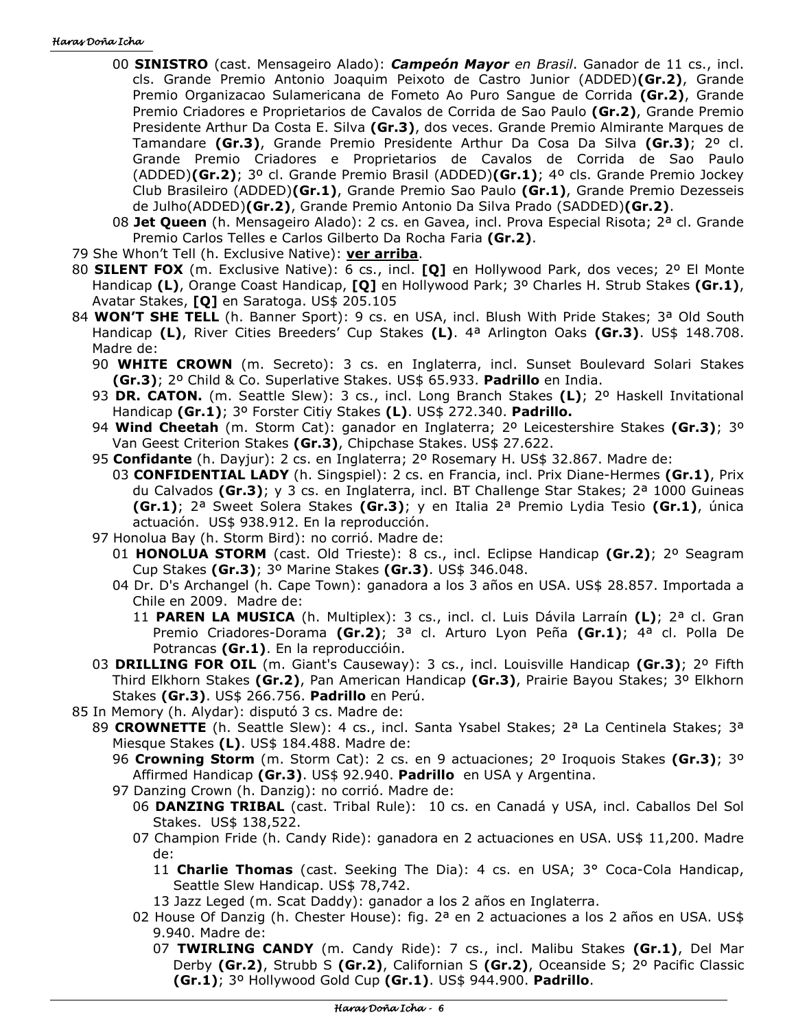00 **SINISTRO** (cast. Mensageiro Alado): ***Campeón Mayor*** *en Brasil*. Ganador de 11 cs., incl. cls. Grande Premio Antonio Joaquim Peixoto de Castro Junior (ADDED)**(Gr.2)**, Grande Premio Organizacao Sulamericana de Fometo Ao Puro Sangue de Corrida **(Gr.2)**, Grande Premio Criadores e Proprietarios de Cavalos de Corrida de Sao Paulo **(Gr.2)**, Grande Premio Presidente Arthur Da Costa E. Silva **(Gr.3)**, dos veces. Grande Premio Almirante Marques de Tamandare **(Gr.3)**, Grande Premio Presidente Arthur Da Cosa Da Silva **(Gr.3)**; 2º cl. Grande Premio Criadores e Proprietarios de Cavalos de Corrida de Sao Paulo (ADDED)**(Gr.2)**; 3º cl. Grande Premio Brasil (ADDED)**(Gr.1)**; 4º cls. Grande Premio Jockey Club Brasileiro (ADDED)**(Gr.1)**, Grande Premio Sao Paulo **(Gr.1)**, Grande Premio Dezesseis de Julho(ADDED)**(Gr.2)**, Grande Premio Antonio Da Silva Prado (SADDED)**(Gr.2)**.

08 **Jet Queen** (h. Mensageiro Alado): 2 cs. en Gavea, incl. Prova Especial Risota; 2ª cl. Grande Premio Carlos Telles e Carlos Gilberto Da Rocha Faria **(Gr.2)**.

79 She Whon't Tell (h. Exclusive Native): **ver arriba**.

80 **SILENT FOX** (m. Exclusive Native): 6 cs., incl. **[Q]** en Hollywood Park, dos veces; 2º El Monte Handicap **(L)**, Orange Coast Handicap, **[Q]** en Hollywood Park; 3º Charles H. Strub Stakes **(Gr.1)**, Avatar Stakes, **[Q]** en Saratoga. US$ 205.105

84 **WON'T SHE TELL** (h. Banner Sport): 9 cs. en USA, incl. Blush With Pride Stakes; 3ª Old South Handicap **(L)**, River Cities Breeders' Cup Stakes **(L)**. 4ª Arlington Oaks **(Gr.3)**. US$ 148.708. Madre de:

90 **WHITE CROWN** (m. Secreto): 3 cs. en Inglaterra, incl. Sunset Boulevard Solari Stakes **(Gr.3)**; 2º Child & Co. Superlative Stakes. US$ 65.933. **Padrillo** en India.

93 **DR. CATON.** (m. Seattle Slew): 3 cs., incl. Long Branch Stakes **(L)**; 2º Haskell Invitational Handicap **(Gr.1)**; 3º Forster Citiy Stakes **(L)**. US$ 272.340. **Padrillo.**

94 **Wind Cheetah** (m. Storm Cat): ganador en Inglaterra; 2º Leicestershire Stakes **(Gr.3)**; 3º Van Geest Criterion Stakes **(Gr.3)**, Chipchase Stakes. US$ 27.622.

95 **Confidante** (h. Dayjur): 2 cs. en Inglaterra; 2º Rosemary H. US$ 32.867. Madre de:

03 **CONFIDENTIAL LADY** (h. Singspiel): 2 cs. en Francia, incl. Prix Diane-Hermes **(Gr.1)**, Prix du Calvados **(Gr.3)**; y 3 cs. en Inglaterra, incl. BT Challenge Star Stakes; 2ª 1000 Guineas **(Gr.1)**; 2ª Sweet Solera Stakes **(Gr.3)**; y en Italia 2ª Premio Lydia Tesio **(Gr.1)**, única actuación. US$ 938.912. En la reproducción.

97 Honolua Bay (h. Storm Bird): no corrió. Madre de:

01 **HONOLUA STORM** (cast. Old Trieste): 8 cs., incl. Eclipse Handicap **(Gr.2)**; 2º Seagram Cup Stakes **(Gr.3)**; 3º Marine Stakes **(Gr.3)**. US$ 346.048.

04 Dr. D's Archangel (h. Cape Town): ganadora a los 3 años en USA. US$ 28.857. Importada a Chile en 2009. Madre de:

11 **PAREN LA MUSICA** (h. Multiplex): 3 cs., incl. cl. Luis Dávila Larraín **(L)**; 2ª cl. Gran Premio Criadores-Dorama **(Gr.2)**; 3ª cl. Arturo Lyon Peña **(Gr.1)**; 4ª cl. Polla De Potrancas **(Gr.1)**. En la reproduccióin.

03 **DRILLING FOR OIL** (m. Giant's Causeway): 3 cs., incl. Louisville Handicap **(Gr.3)**; 2º Fifth Third Elkhorn Stakes **(Gr.2)**, Pan American Handicap **(Gr.3)**, Prairie Bayou Stakes; 3º Elkhorn Stakes **(Gr.3)**. US$ 266.756. **Padrillo** en Perú.

85 In Memory (h. Alydar): disputó 3 cs. Madre de:

89 **CROWNETTE** (h. Seattle Slew): 4 cs., incl. Santa Ysabel Stakes; 2ª La Centinela Stakes; 3ª Miesque Stakes **(L)**. US$ 184.488. Madre de:

96 **Crowning Storm** (m. Storm Cat): 2 cs. en 9 actuaciones; 2º Iroquois Stakes **(Gr.3)**; 3º Affirmed Handicap **(Gr.3)**. US$ 92.940. **Padrillo** en USA y Argentina.

97 Danzing Crown (h. Danzig): no corrió. Madre de:

06 **DANZING TRIBAL** (cast. Tribal Rule): 10 cs. en Canadá y USA, incl. Caballos Del Sol Stakes. US$ 138,522.

07 Champion Fride (h. Candy Ride): ganadora en 2 actuaciones en USA. US$ 11,200. Madre de:

11 **Charlie Thomas** (cast. Seeking The Dia): 4 cs. en USA; 3° Coca-Cola Handicap, Seattle Slew Handicap. US$ 78,742.

13 Jazz Leged (m. Scat Daddy): ganador a los 2 años en Inglaterra.

02 House Of Danzig (h. Chester House): fig. 2ª en 2 actuaciones a los 2 años en USA. US$ 9.940. Madre de:

07 **TWIRLING CANDY** (m. Candy Ride): 7 cs., incl. Malibu Stakes **(Gr.1)**, Del Mar Derby **(Gr.2)**, Strubb S **(Gr.2)**, Californian S **(Gr.2)**, Oceanside S; 2º Pacific Classic **(Gr.1)**; 3º Hollywood Gold Cup **(Gr.1)**. US$ 944.900. **Padrillo**.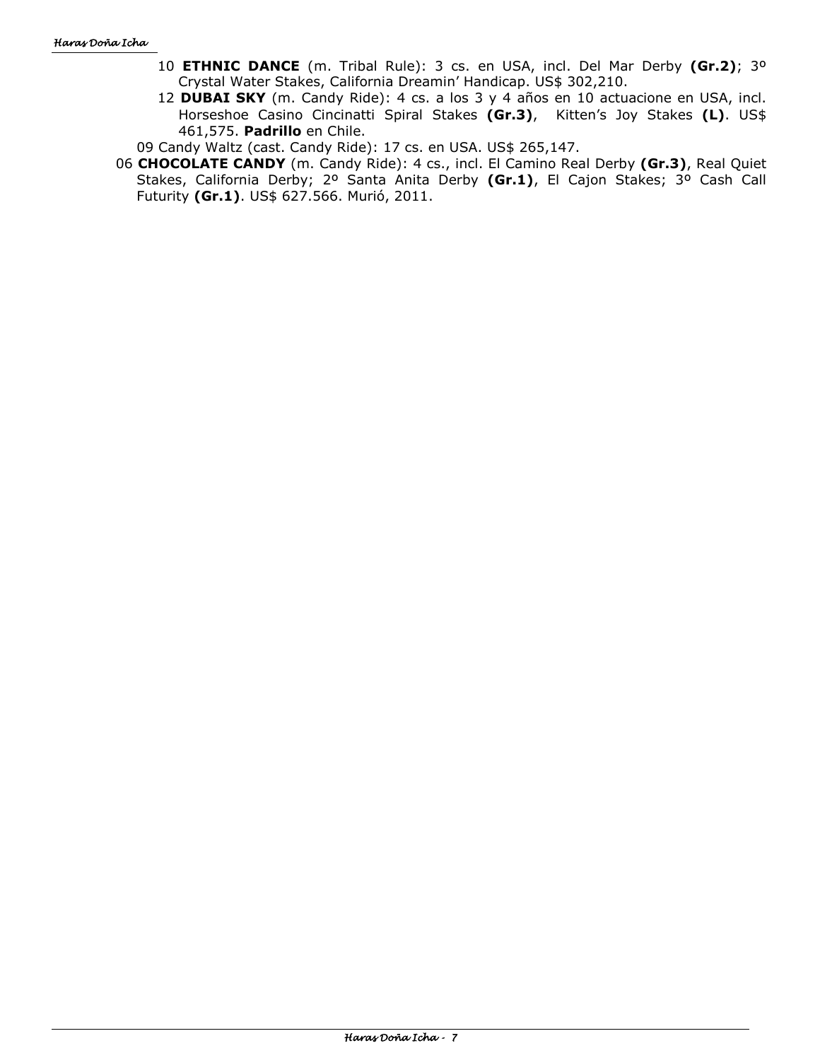10 **ETHNIC DANCE** (m. Tribal Rule): 3 cs. en USA, incl. Del Mar Derby **(Gr.2)**; 3º Crystal Water Stakes, California Dreamin' Handicap. US$ 302,210.

12 **DUBAI SKY** (m. Candy Ride): 4 cs. a los 3 y 4 años en 10 actuacione en USA, incl. Horseshoe Casino Cincinatti Spiral Stakes **(Gr.3)**, Kitten's Joy Stakes **(L)**. US$ 461,575. **Padrillo** en Chile.

09 Candy Waltz (cast. Candy Ride): 17 cs. en USA. US$ 265,147.

06 **CHOCOLATE CANDY** (m. Candy Ride): 4 cs., incl. El Camino Real Derby **(Gr.3)**, Real Quiet Stakes, California Derby; 2º Santa Anita Derby **(Gr.1)**, El Cajon Stakes; 3º Cash Call Futurity **(Gr.1)**. US$ 627.566. Murió, 2011.